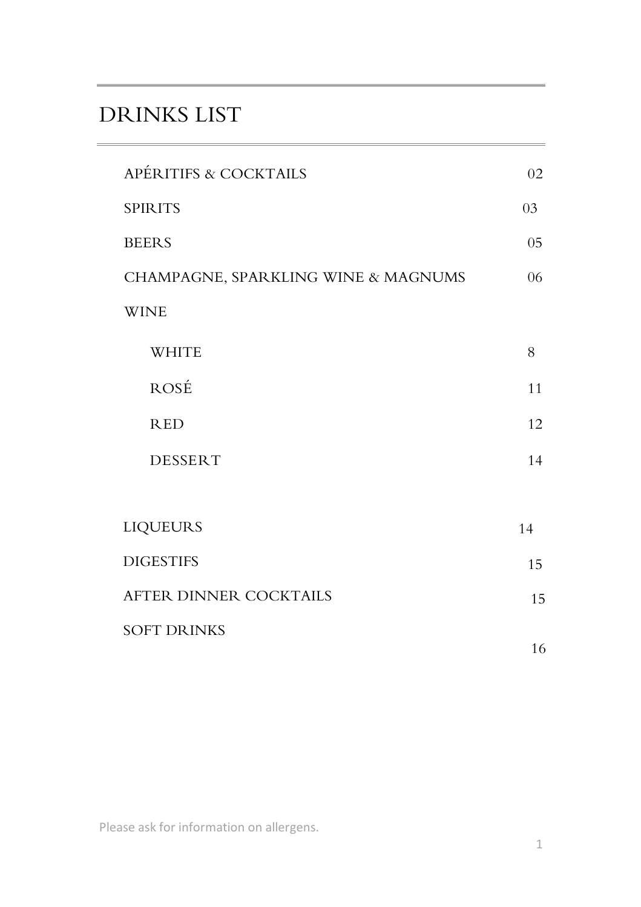# DRINKS LIST

| | |
|---|---|
| APÉRITIFS & COCKTAILS | 02 |
| SPIRITS | 03 |
| BEERS | 05 |
| CHAMPAGNE, SPARKLING WINE & MAGNUMS | 06 |
| WINE | |
| WHITE | 8 |
| ROSÉ | 11 |
| RED | 12 |
| DESSERT | 14 |
| LIQUEURS | 14 |
| DIGESTIFS | 15 |
| AFTER DINNER COCKTAILS | 15 |
| SOFT DRINKS | 16 |

Please ask for information on allergens.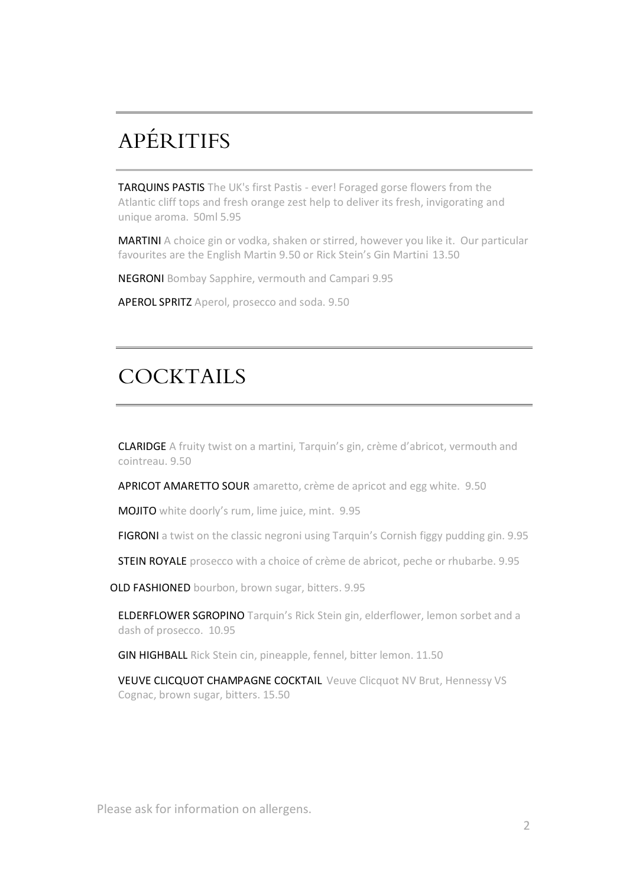# APÉRITIFS

**TARQUINS PASTIS** The UK's first Pastis - ever! Foraged gorse flowers from the Atlantic cliff tops and fresh orange zest help to deliver its fresh, invigorating and unique aroma. 50ml 5.95

**MARTINI** A choice gin or vodka, shaken or stirred, however you like it. Our particular favourites are the English Martin 9.50 or Rick Stein's Gin Martini 13.50

**NEGRONI** Bombay Sapphire, vermouth and Campari 9.95

**APEROL SPRITZ** Aperol, prosecco and soda. 9.50

# COCKTAILS

**CLARIDGE** A fruity twist on a martini, Tarquin's gin, crème d'abricot, vermouth and cointreau. 9.50

**APRICOT AMARETTO SOUR** amaretto, crème de apricot and egg white. 9.50

**MOJITO** white doorly's rum, lime juice, mint. 9.95

**FIGRONI** a twist on the classic negroni using Tarquin's Cornish figgy pudding gin. 9.95

**STEIN ROYALE** prosecco with a choice of crème de abricot, peche or rhubarbe. 9.95

**OLD FASHIONED** bourbon, brown sugar, bitters. 9.95

**ELDERFLOWER SGROPINO** Tarquin's Rick Stein gin, elderflower, lemon sorbet and a dash of prosecco. 10.95

**GIN HIGHBALL** Rick Stein cin, pineapple, fennel, bitter lemon. 11.50

**VEUVE CLICQUOT CHAMPAGNE COCKTAIL** Veuve Clicquot NV Brut, Hennessy VS Cognac, brown sugar, bitters. 15.50

Please ask for information on allergens.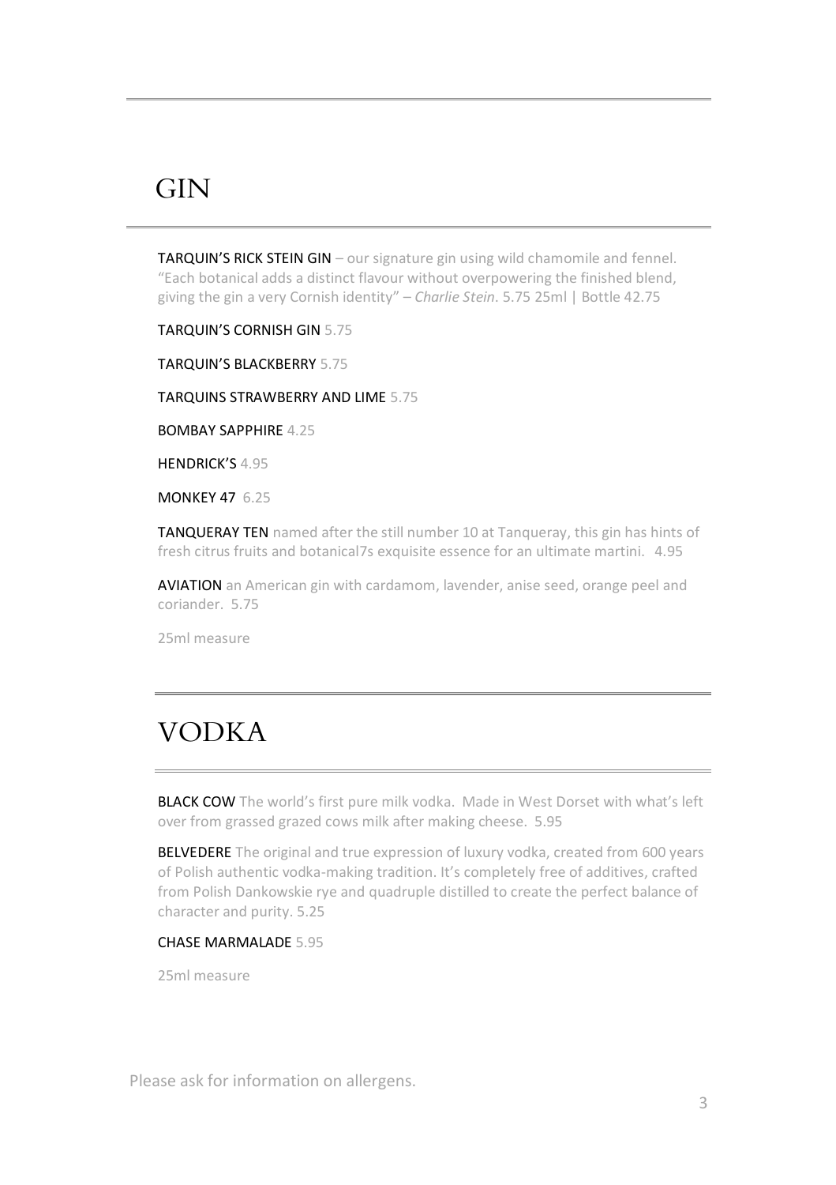# GIN

TARQUIN'S RICK STEIN GIN – our signature gin using wild chamomile and fennel. "Each botanical adds a distinct flavour without overpowering the finished blend, giving the gin a very Cornish identity" – *Charlie Stein*. 5.75 25ml | Bottle 42.75

TARQUIN'S CORNISH GIN 5.75

TARQUIN'S BLACKBERRY 5.75

TARQUINS STRAWBERRY AND LIME 5.75

BOMBAY SAPPHIRE 4.25

HENDRICK'S 4.95

MONKEY 47 6.25

TANQUERAY TEN named after the still number 10 at Tanqueray, this gin has hints of fresh citrus fruits and botanical7s exquisite essence for an ultimate martini. 4.95

AVIATION an American gin with cardamom, lavender, anise seed, orange peel and coriander. 5.75

25ml measure

# VODKA

BLACK COW The world's first pure milk vodka. Made in West Dorset with what's left over from grassed grazed cows milk after making cheese. 5.95

BELVEDERE The original and true expression of luxury vodka, created from 600 years of Polish authentic vodka-making tradition. It's completely free of additives, crafted from Polish Dankowskie rye and quadruple distilled to create the perfect balance of character and purity. 5.25

CHASE MARMALADE 5.95

25ml measure

Please ask for information on allergens.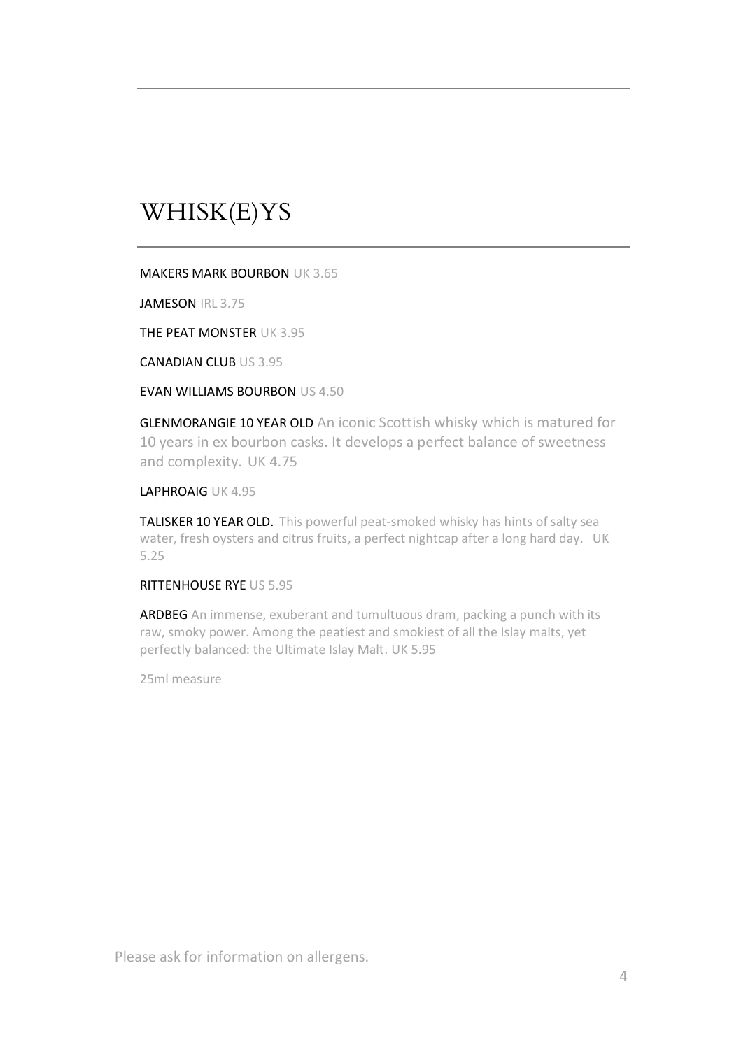# WHISK(E)YS

MAKERS MARK BOURBON UK 3.65

JAMESON IRL 3.75

THE PEAT MONSTER UK 3.95

CANADIAN CLUB US 3.95

EVAN WILLIAMS BOURBON US 4.50

GLENMORANGIE 10 YEAR OLD An iconic Scottish whisky which is matured for 10 years in ex bourbon casks. It develops a perfect balance of sweetness and complexity. UK 4.75

LAPHROAIG UK 4.95

**TALISKER 10 YEAR OLD.** This powerful peat-smoked whisky has hints of salty sea water, fresh oysters and citrus fruits, a perfect nightcap after a long hard day. UK 5.25

RITTENHOUSE RYE US 5.95

ARDBEG An immense, exuberant and tumultuous dram, packing a punch with its raw, smoky power. Among the peatiest and smokiest of all the Islay malts, yet perfectly balanced: the Ultimate Islay Malt. UK 5.95

25ml measure

Please ask for information on allergens.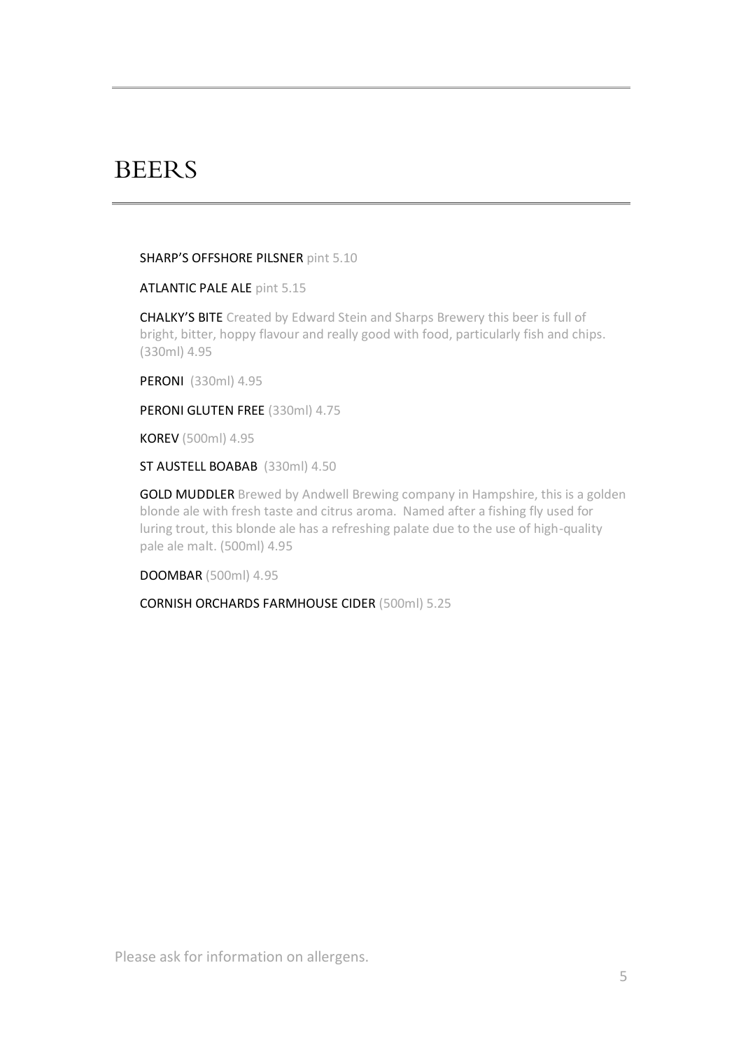# BEERS

**SHARP'S OFFSHORE PILSNER** pint 5.10

**ATLANTIC PALE ALE** pint 5.15

**CHALKY'S BITE** Created by Edward Stein and Sharps Brewery this beer is full of bright, bitter, hoppy flavour and really good with food, particularly fish and chips. (330ml) 4.95

**PERONI** (330ml) 4.95

**PERONI GLUTEN FREE** (330ml) 4.75

**KOREV** (500ml) 4.95

**ST AUSTELL BOABAB** (330ml) 4.50

**GOLD MUDDLER** Brewed by Andwell Brewing company in Hampshire, this is a golden blonde ale with fresh taste and citrus aroma. Named after a fishing fly used for luring trout, this blonde ale has a refreshing palate due to the use of high-quality pale ale malt. (500ml) 4.95

**DOOMBAR** (500ml) 4.95

**CORNISH ORCHARDS FARMHOUSE CIDER** (500ml) 5.25

Please ask for information on allergens.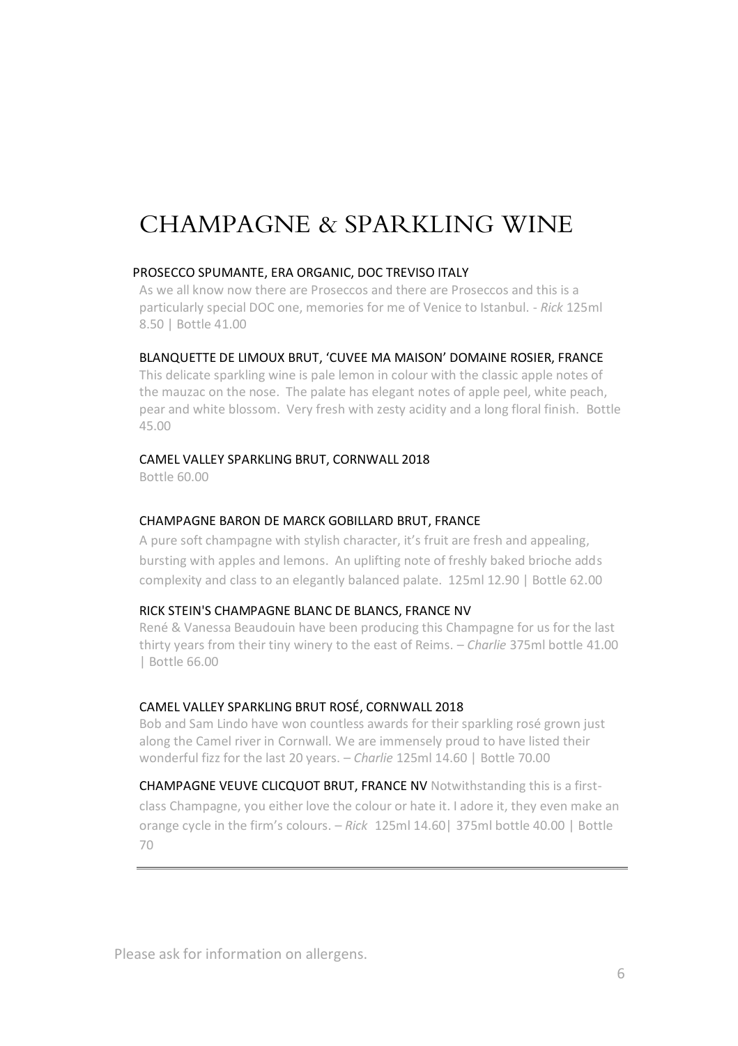# CHAMPAGNE & SPARKLING WINE

PROSECCO SPUMANTE, ERA ORGANIC, DOC TREVISO ITALY

As we all know now there are Proseccos and there are Proseccos and this is a particularly special DOC one, memories for me of Venice to Istanbul. - *Rick* 125ml 8.50 | Bottle 41.00

BLANQUETTE DE LIMOUX BRUT, 'CUVEE MA MAISON' DOMAINE ROSIER, FRANCE

This delicate sparkling wine is pale lemon in colour with the classic apple notes of the mauzac on the nose. The palate has elegant notes of apple peel, white peach, pear and white blossom. Very fresh with zesty acidity and a long floral finish. Bottle 45.00

CAMEL VALLEY SPARKLING BRUT, CORNWALL 2018

Bottle 60.00

CHAMPAGNE BARON DE MARCK GOBILLARD BRUT, FRANCE

A pure soft champagne with stylish character, it's fruit are fresh and appealing, bursting with apples and lemons. An uplifting note of freshly baked brioche adds complexity and class to an elegantly balanced palate. 125ml 12.90 | Bottle 62.00

RICK STEIN'S CHAMPAGNE BLANC DE BLANCS, FRANCE NV

René & Vanessa Beaudouin have been producing this Champagne for us for the last thirty years from their tiny winery to the east of Reims. – *Charlie* 375ml bottle 41.00 | Bottle 66.00

CAMEL VALLEY SPARKLING BRUT ROSÉ, CORNWALL 2018

Bob and Sam Lindo have won countless awards for their sparkling rosé grown just along the Camel river in Cornwall. We are immensely proud to have listed their wonderful fizz for the last 20 years. – *Charlie* 125ml 14.60 | Bottle 70.00

CHAMPAGNE VEUVE CLICQUOT BRUT, FRANCE NV Notwithstanding this is a first-class Champagne, you either love the colour or hate it. I adore it, they even make an orange cycle in the firm's colours. – *Rick* 125ml 14.60| 375ml bottle 40.00 | Bottle 70

---

Please ask for information on allergens.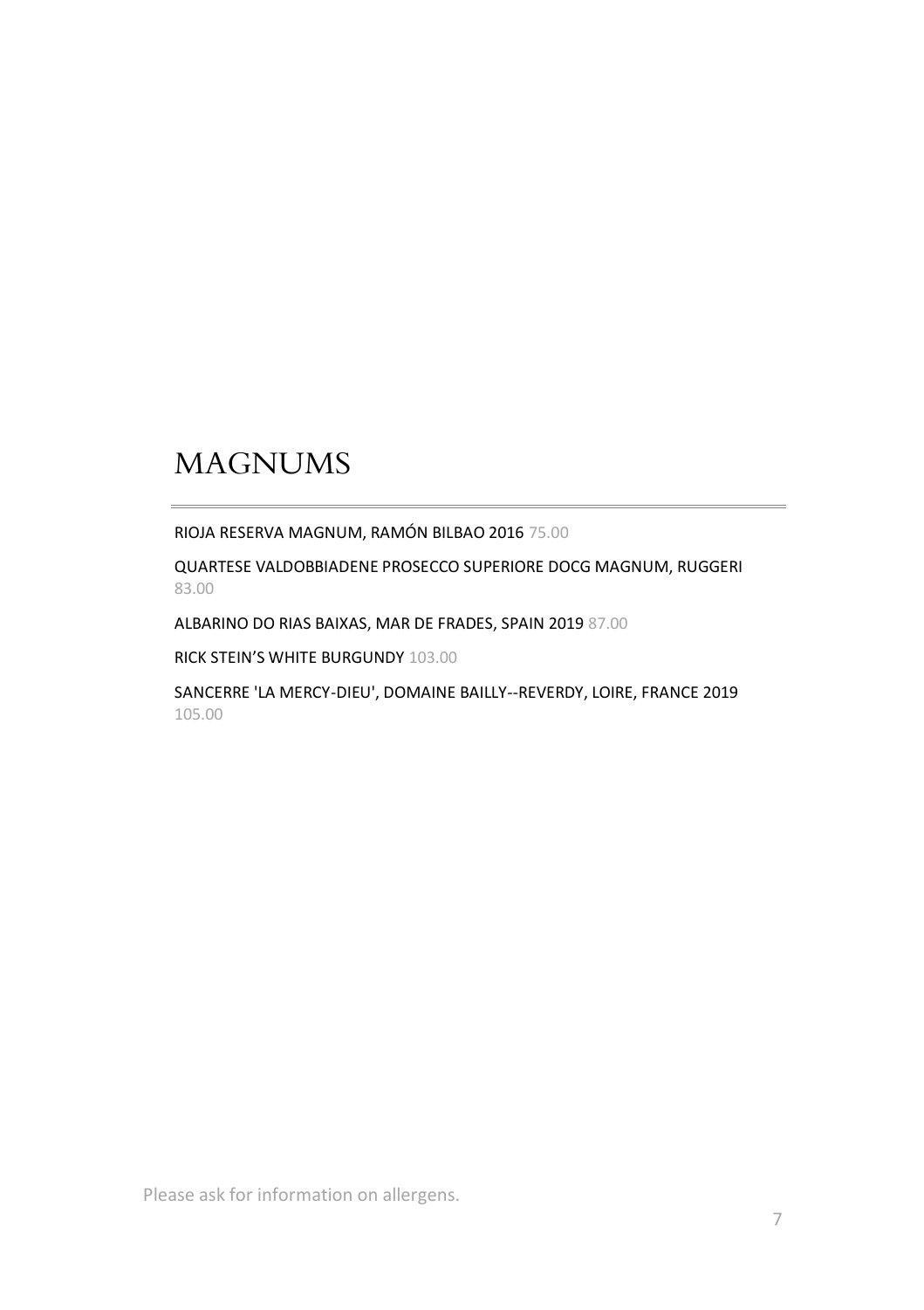# MAGNUMS

RIOJA RESERVA MAGNUM, RAMÓN BILBAO 2016 75.00

QUARTESE VALDOBBIADENE PROSECCO SUPERIORE DOCG MAGNUM, RUGGERI 83.00

ALBARINO DO RIAS BAIXAS, MAR DE FRADES, SPAIN 2019 87.00

RICK STEIN'S WHITE BURGUNDY 103.00

SANCERRE 'LA MERCY-DIEU', DOMAINE BAILLY--REVERDY, LOIRE, FRANCE 2019 105.00

Please ask for information on allergens.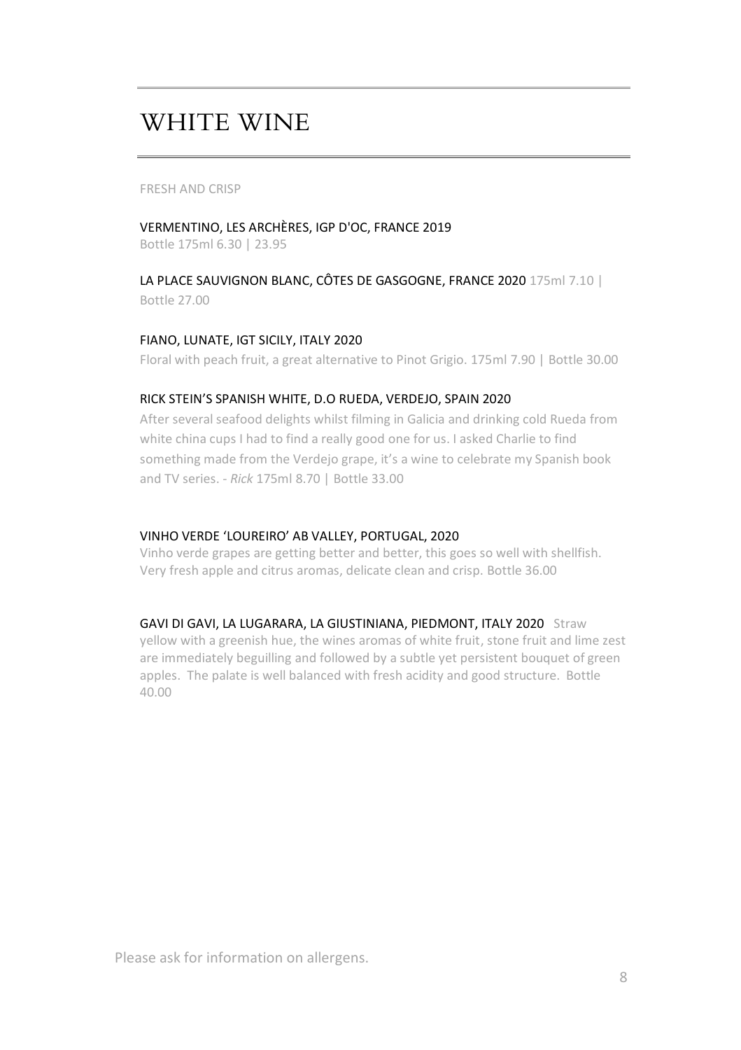# WHITE WINE

FRESH AND CRISP

VERMENTINO, LES ARCHÈRES, IGP D'OC, FRANCE 2019
Bottle 175ml 6.30 | 23.95

LA PLACE SAUVIGNON BLANC, CÔTES DE GASGOGNE, FRANCE 2020 175ml 7.10 | Bottle 27.00

FIANO, LUNATE, IGT SICILY, ITALY 2020
Floral with peach fruit, a great alternative to Pinot Grigio. 175ml 7.90 | Bottle 30.00

RICK STEIN'S SPANISH WHITE, D.O RUEDA, VERDEJO, SPAIN 2020
After several seafood delights whilst filming in Galicia and drinking cold Rueda from white china cups I had to find a really good one for us. I asked Charlie to find something made from the Verdejo grape, it's a wine to celebrate my Spanish book and TV series. - *Rick* 175ml 8.70 | Bottle 33.00

VINHO VERDE 'LOUREIRO' AB VALLEY, PORTUGAL, 2020
Vinho verde grapes are getting better and better, this goes so well with shellfish. Very fresh apple and citrus aromas, delicate clean and crisp. Bottle 36.00

GAVI DI GAVI, LA LUGARARA, LA GIUSTINIANA, PIEDMONT, ITALY 2020 Straw yellow with a greenish hue, the wines aromas of white fruit, stone fruit and lime zest are immediately beguilling and followed by a subtle yet persistent bouquet of green apples. The palate is well balanced with fresh acidity and good structure. Bottle 40.00

Please ask for information on allergens.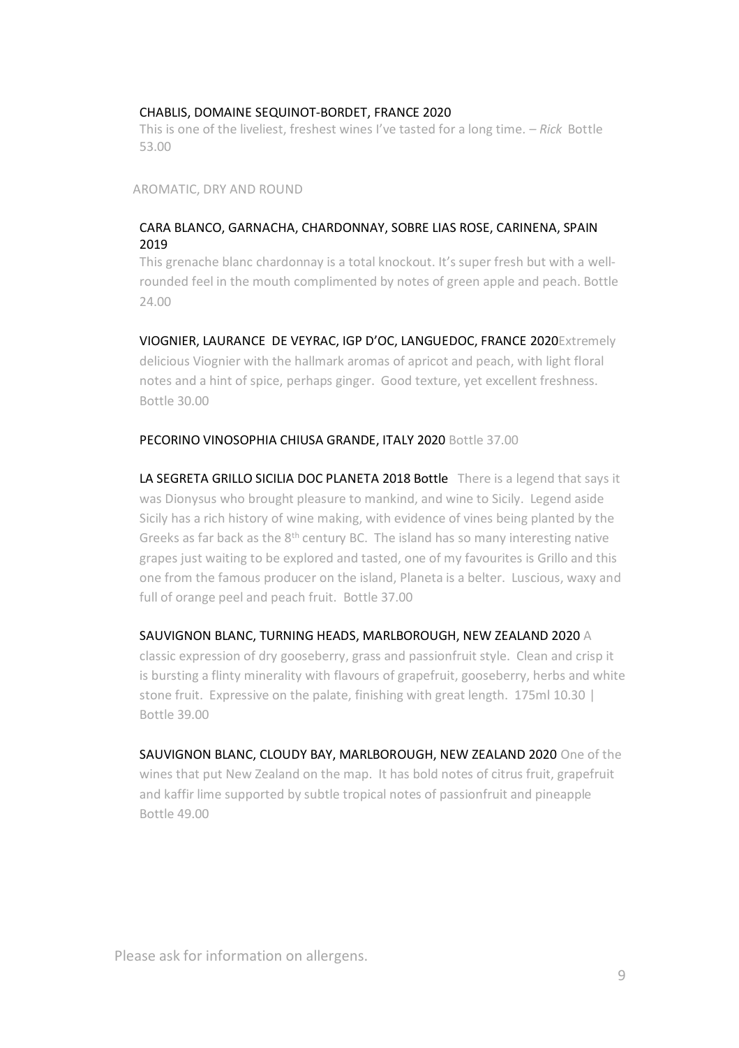CHABLIS, DOMAINE SEQUINOT-BORDET, FRANCE 2020

This is one of the liveliest, freshest wines I've tasted for a long time. – *Rick* Bottle 53.00

AROMATIC, DRY AND ROUND

CARA BLANCO, GARNACHA, CHARDONNAY, SOBRE LIAS ROSE, CARINENA, SPAIN 2019

This grenache blanc chardonnay is a total knockout. It's super fresh but with a well-rounded feel in the mouth complimented by notes of green apple and peach. Bottle 24.00

VIOGNIER, LAURANCE DE VEYRAC, IGP D'OC, LANGUEDOC, FRANCE 2020 Extremely delicious Viognier with the hallmark aromas of apricot and peach, with light floral notes and a hint of spice, perhaps ginger. Good texture, yet excellent freshness. Bottle 30.00

PECORINO VINOSOPHIA CHIUSA GRANDE, ITALY 2020 Bottle 37.00

LA SEGRETA GRILLO SICILIA DOC PLANETA 2018 Bottle There is a legend that says it was Dionysus who brought pleasure to mankind, and wine to Sicily. Legend aside Sicily has a rich history of wine making, with evidence of vines being planted by the Greeks as far back as the 8th century BC. The island has so many interesting native grapes just waiting to be explored and tasted, one of my favourites is Grillo and this one from the famous producer on the island, Planeta is a belter. Luscious, waxy and full of orange peel and peach fruit. Bottle 37.00

SAUVIGNON BLANC, TURNING HEADS, MARLBOROUGH, NEW ZEALAND 2020 A classic expression of dry gooseberry, grass and passionfruit style. Clean and crisp it is bursting a flinty minerality with flavours of grapefruit, gooseberry, herbs and white stone fruit. Expressive on the palate, finishing with great length. 175ml 10.30 | Bottle 39.00

SAUVIGNON BLANC, CLOUDY BAY, MARLBOROUGH, NEW ZEALAND 2020 One of the wines that put New Zealand on the map. It has bold notes of citrus fruit, grapefruit and kaffir lime supported by subtle tropical notes of passionfruit and pineapple Bottle 49.00

Please ask for information on allergens.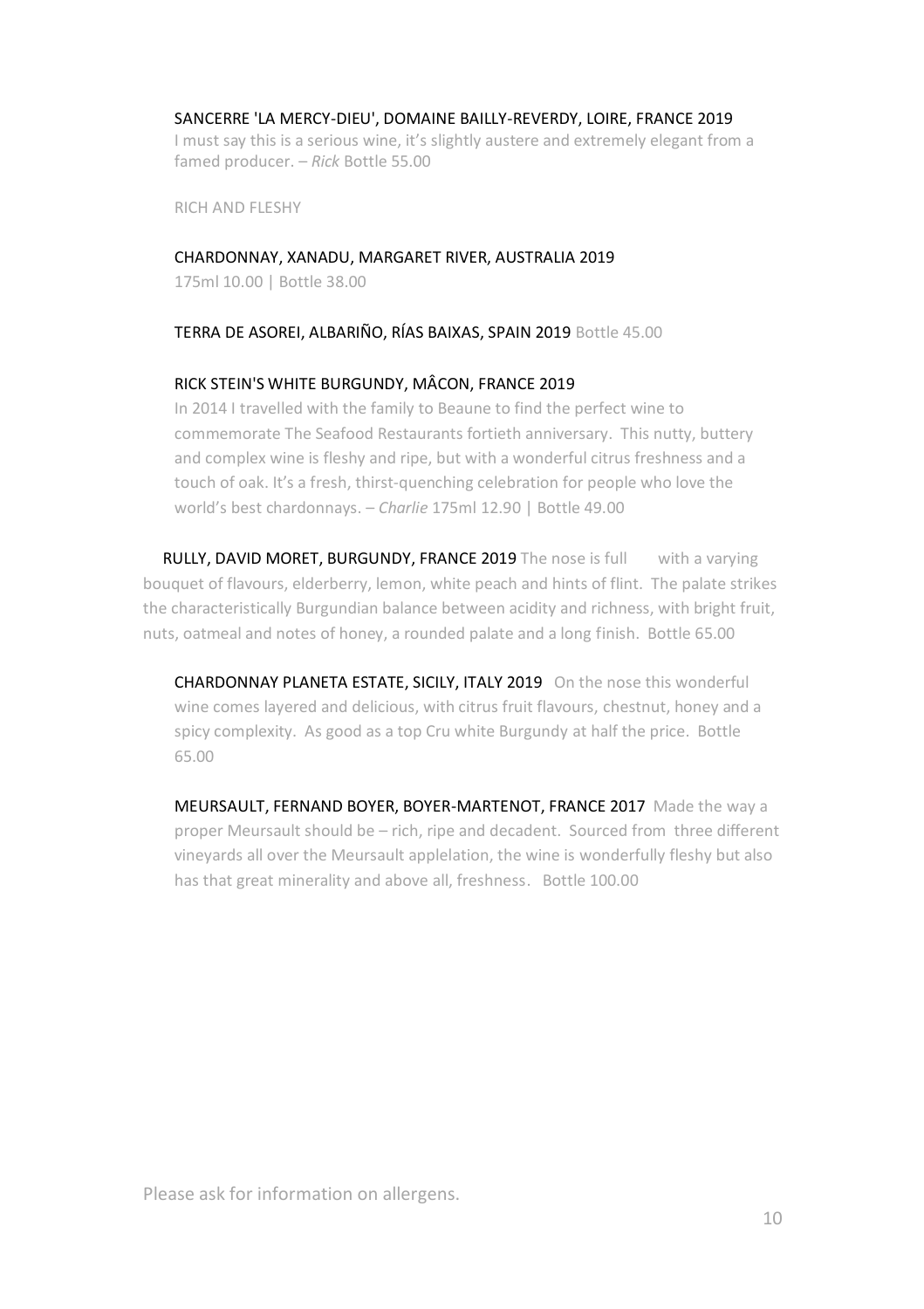SANCERRE 'LA MERCY-DIEU', DOMAINE BAILLY-REVERDY, LOIRE, FRANCE 2019

I must say this is a serious wine, it's slightly austere and extremely elegant from a famed producer. – *Rick* Bottle 55.00

## RICH AND FLESHY

CHARDONNAY, XANADU, MARGARET RIVER, AUSTRALIA 2019

175ml 10.00 | Bottle 38.00

TERRA DE ASOREI, ALBARIÑO, RÍAS BAIXAS, SPAIN 2019 Bottle 45.00

RICK STEIN'S WHITE BURGUNDY, MÂCON, FRANCE 2019

In 2014 I travelled with the family to Beaune to find the perfect wine to commemorate The Seafood Restaurants fortieth anniversary. This nutty, buttery and complex wine is fleshy and ripe, but with a wonderful citrus freshness and a touch of oak. It's a fresh, thirst-quenching celebration for people who love the world's best chardonnays. – *Charlie* 175ml 12.90 | Bottle 49.00

RULLY, DAVID MORET, BURGUNDY, FRANCE 2019 The nose is full with a varying bouquet of flavours, elderberry, lemon, white peach and hints of flint. The palate strikes the characteristically Burgundian balance between acidity and richness, with bright fruit, nuts, oatmeal and notes of honey, a rounded palate and a long finish. Bottle 65.00

CHARDONNAY PLANETA ESTATE, SICILY, ITALY 2019 On the nose this wonderful wine comes layered and delicious, with citrus fruit flavours, chestnut, honey and a spicy complexity. As good as a top Cru white Burgundy at half the price. Bottle 65.00

MEURSAULT, FERNAND BOYER, BOYER-MARTENOT, FRANCE 2017 Made the way a proper Meursault should be – rich, ripe and decadent. Sourced from three different vineyards all over the Meursault applelation, the wine is wonderfully fleshy but also has that great minerality and above all, freshness. Bottle 100.00

Please ask for information on allergens.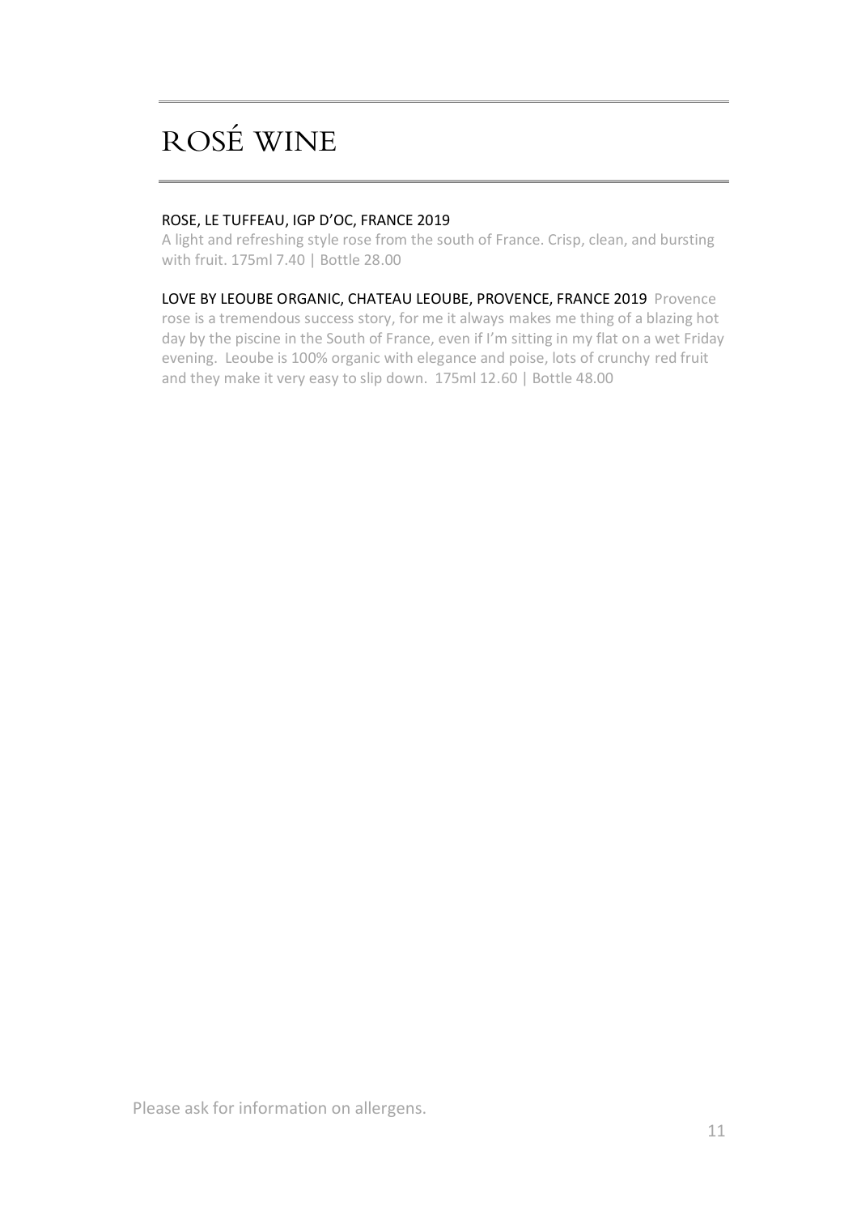# ROSÉ WINE

ROSE, LE TUFFEAU, IGP D'OC, FRANCE 2019

A light and refreshing style rose from the south of France. Crisp, clean, and bursting with fruit. 175ml 7.40 | Bottle 28.00

LOVE BY LEOUBE ORGANIC, CHATEAU LEOUBE, PROVENCE, FRANCE 2019 Provence rose is a tremendous success story, for me it always makes me thing of a blazing hot day by the piscine in the South of France, even if I'm sitting in my flat on a wet Friday evening. Leoube is 100% organic with elegance and poise, lots of crunchy red fruit and they make it very easy to slip down. 175ml 12.60 | Bottle 48.00

Please ask for information on allergens.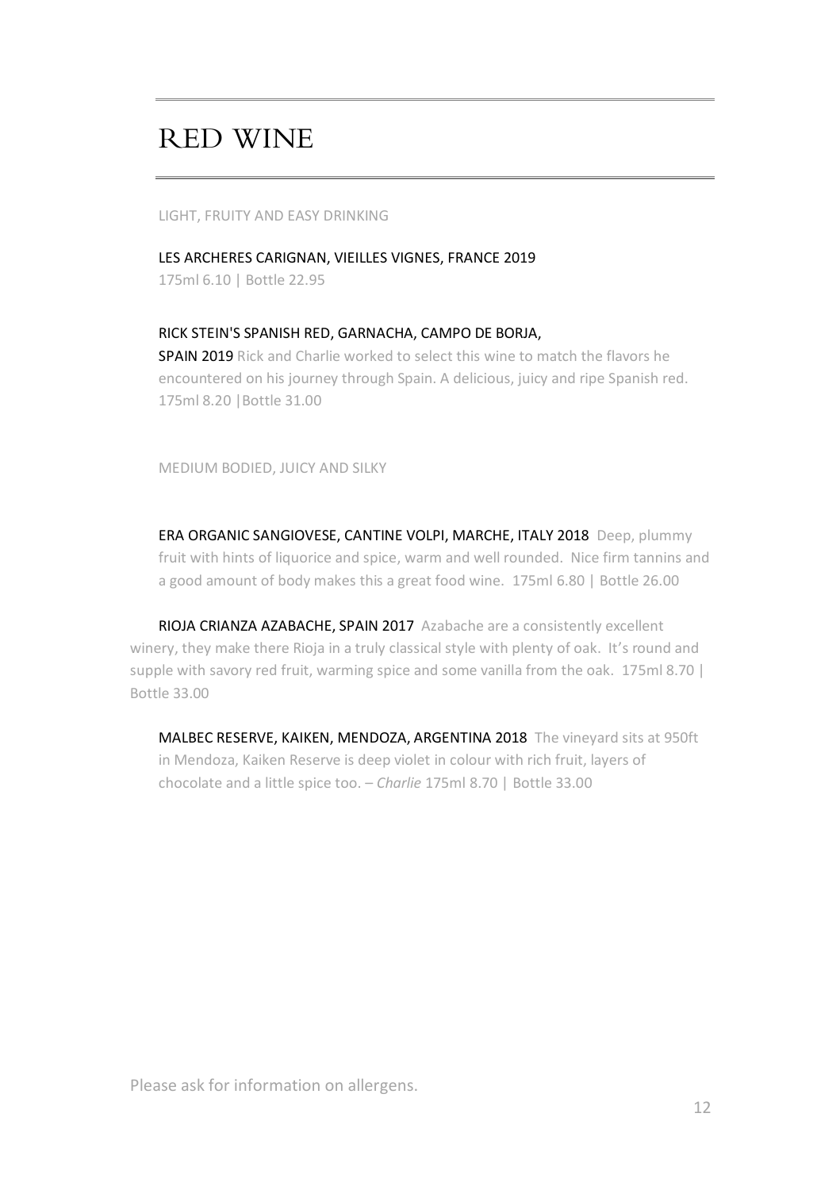# RED WINE

LIGHT, FRUITY AND EASY DRINKING

LES ARCHERES CARIGNAN, VIEILLES VIGNES, FRANCE 2019
175ml 6.10 | Bottle 22.95

RICK STEIN'S SPANISH RED, GARNACHA, CAMPO DE BORJA, SPAIN 2019 Rick and Charlie worked to select this wine to match the flavors he encountered on his journey through Spain. A delicious, juicy and ripe Spanish red.
175ml 8.20 |Bottle 31.00

MEDIUM BODIED, JUICY AND SILKY

ERA ORGANIC SANGIOVESE, CANTINE VOLPI, MARCHE, ITALY 2018 Deep, plummy fruit with hints of liquorice and spice, warm and well rounded. Nice firm tannins and a good amount of body makes this a great food wine. 175ml 6.80 | Bottle 26.00

RIOJA CRIANZA AZABACHE, SPAIN 2017 Azabache are a consistently excellent winery, they make there Rioja in a truly classical style with plenty of oak. It's round and supple with savory red fruit, warming spice and some vanilla from the oak. 175ml 8.70 | Bottle 33.00

MALBEC RESERVE, KAIKEN, MENDOZA, ARGENTINA 2018 The vineyard sits at 950ft in Mendoza, Kaiken Reserve is deep violet in colour with rich fruit, layers of chocolate and a little spice too. – *Charlie* 175ml 8.70 | Bottle 33.00

Please ask for information on allergens.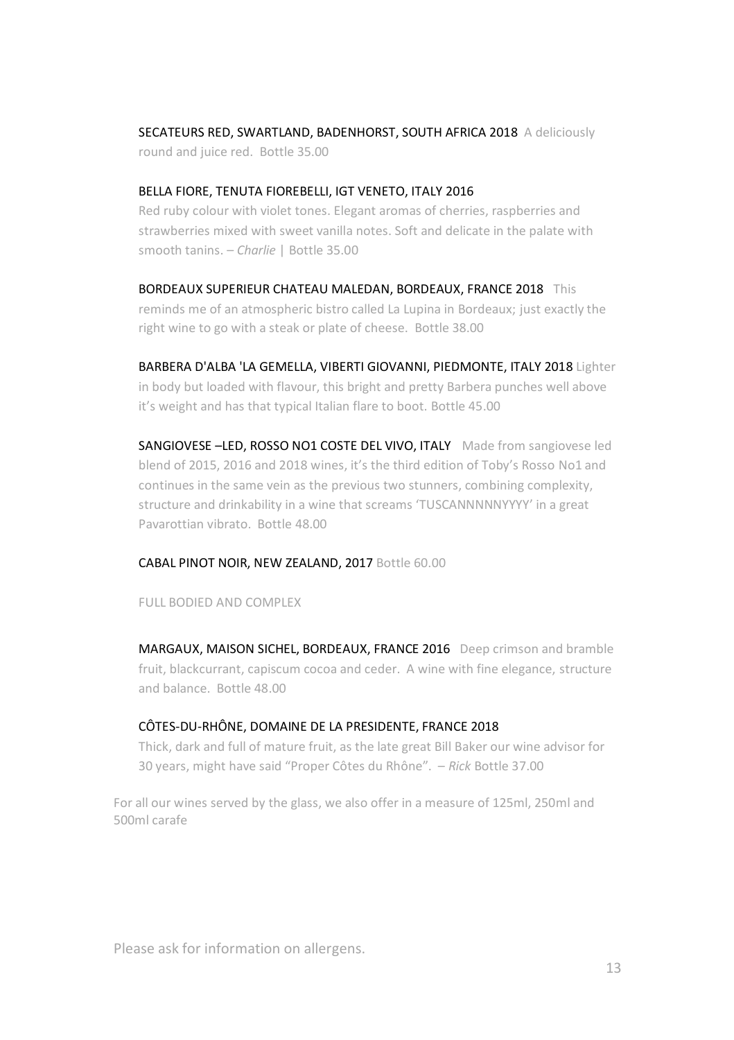SECATEURS RED, SWARTLAND, BADENHORST, SOUTH AFRICA 2018 A deliciously round and juice red. Bottle 35.00

BELLA FIORE, TENUTA FIOREBELLI, IGT VENETO, ITALY 2016
Red ruby colour with violet tones. Elegant aromas of cherries, raspberries and strawberries mixed with sweet vanilla notes. Soft and delicate in the palate with smooth tanins. – *Charlie* | Bottle 35.00

BORDEAUX SUPERIEUR CHATEAU MALEDAN, BORDEAUX, FRANCE 2018 This reminds me of an atmospheric bistro called La Lupina in Bordeaux; just exactly the right wine to go with a steak or plate of cheese. Bottle 38.00

BARBERA D'ALBA 'LA GEMELLA, VIBERTI GIOVANNI, PIEDMONTE, ITALY 2018 Lighter in body but loaded with flavour, this bright and pretty Barbera punches well above it's weight and has that typical Italian flare to boot. Bottle 45.00

SANGIOVESE –LED, ROSSO NO1 COSTE DEL VIVO, ITALY Made from sangiovese led blend of 2015, 2016 and 2018 wines, it's the third edition of Toby's Rosso No1 and continues in the same vein as the previous two stunners, combining complexity, structure and drinkability in a wine that screams 'TUSCANNNNNYYYY' in a great Pavarottian vibrato. Bottle 48.00

CABAL PINOT NOIR, NEW ZEALAND, 2017 Bottle 60.00

FULL BODIED AND COMPLEX

MARGAUX, MAISON SICHEL, BORDEAUX, FRANCE 2016 Deep crimson and bramble fruit, blackcurrant, capiscum cocoa and ceder. A wine with fine elegance, structure and balance. Bottle 48.00

CÔTES-DU-RHÔNE, DOMAINE DE LA PRESIDENTE, FRANCE 2018
Thick, dark and full of mature fruit, as the late great Bill Baker our wine advisor for 30 years, might have said "Proper Côtes du Rhône". – *Rick* Bottle 37.00

For all our wines served by the glass, we also offer in a measure of 125ml, 250ml and 500ml carafe

Please ask for information on allergens.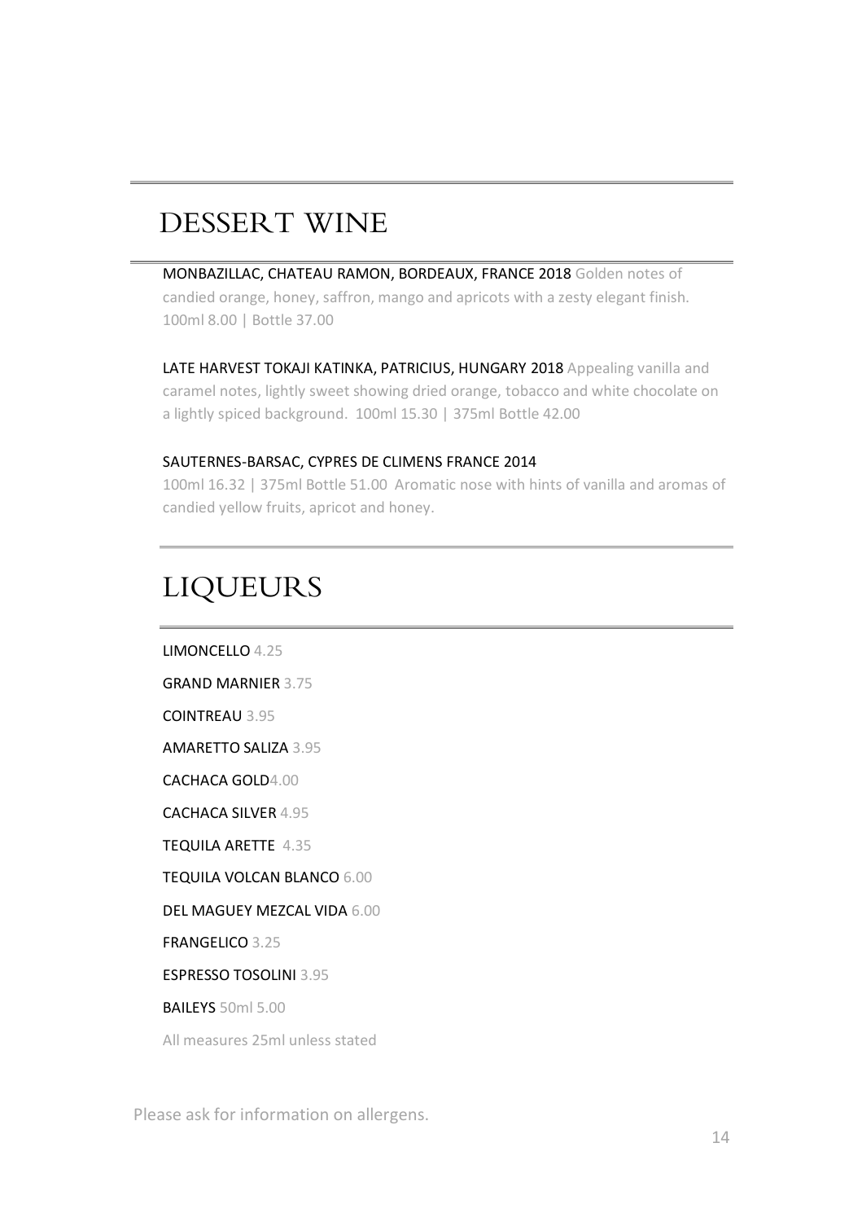## DESSERT WINE

MONBAZILLAC, CHATEAU RAMON, BORDEAUX, FRANCE 2018 Golden notes of candied orange, honey, saffron, mango and apricots with a zesty elegant finish. 100ml 8.00 | Bottle 37.00

LATE HARVEST TOKAJI KATINKA, PATRICIUS, HUNGARY 2018 Appealing vanilla and caramel notes, lightly sweet showing dried orange, tobacco and white chocolate on a lightly spiced background. 100ml 15.30 | 375ml Bottle 42.00

SAUTERNES-BARSAC, CYPRES DE CLIMENS FRANCE 2014
100ml 16.32 | 375ml Bottle 51.00 Aromatic nose with hints of vanilla and aromas of candied yellow fruits, apricot and honey.

## LIQUEURS

LIMONCELLO 4.25

GRAND MARNIER 3.75

COINTREAU 3.95

AMARETTO SALIZA 3.95

CACHACA GOLD4.00

CACHACA SILVER 4.95

TEQUILA ARETTE 4.35

TEQUILA VOLCAN BLANCO 6.00

DEL MAGUEY MEZCAL VIDA 6.00

FRANGELICO 3.25

ESPRESSO TOSOLINI 3.95

BAILEYS 50ml 5.00

All measures 25ml unless stated

Please ask for information on allergens.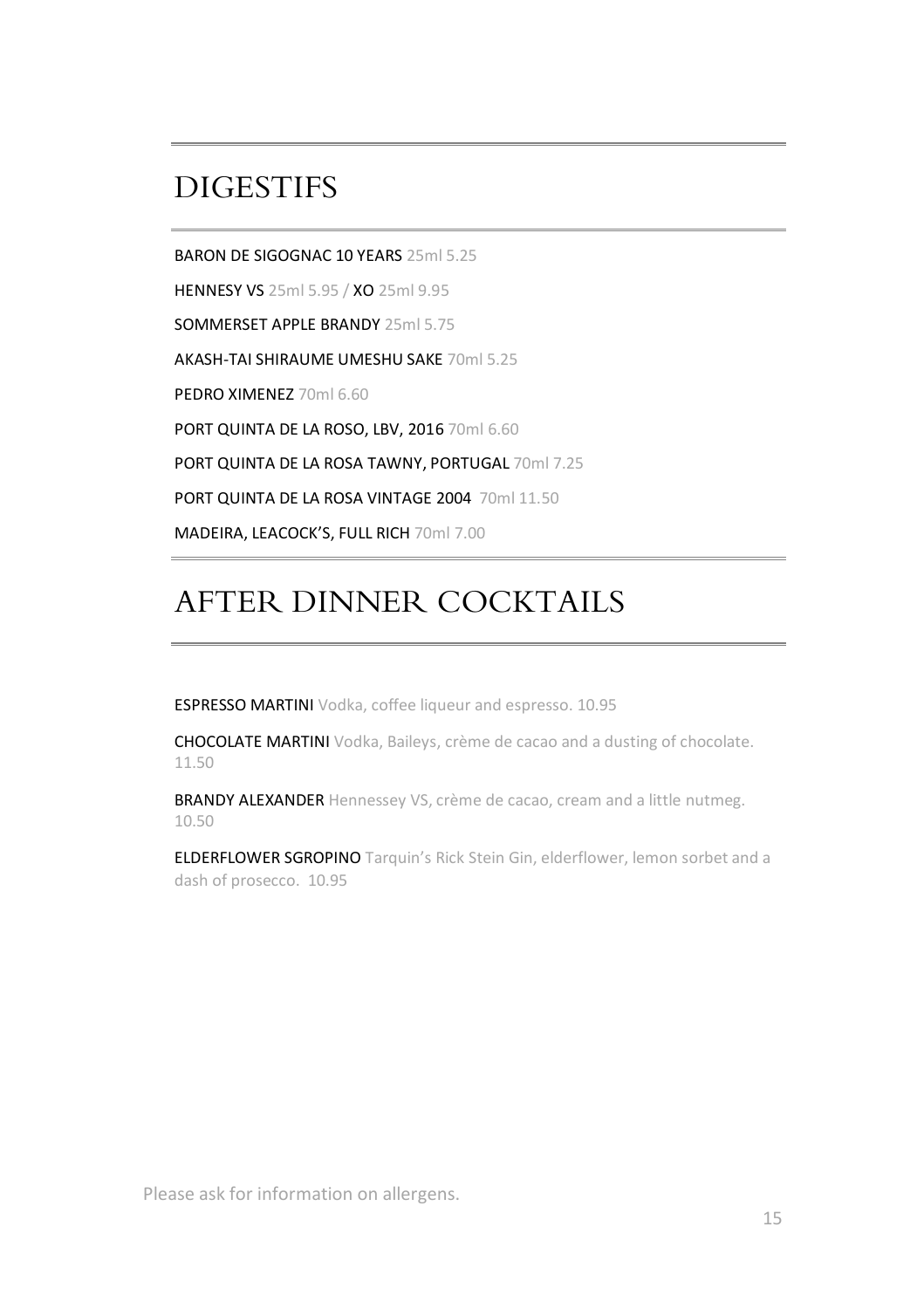## DIGESTIFS

BARON DE SIGOGNAC 10 YEARS 25ml 5.25

HENNESY VS 25ml 5.95 / XO 25ml 9.95

SOMMERSET APPLE BRANDY 25ml 5.75

AKASH-TAI SHIRAUME UMESHU SAKE 70ml 5.25

PEDRO XIMENEZ 70ml 6.60

PORT QUINTA DE LA ROSO, LBV, 2016 70ml 6.60

PORT QUINTA DE LA ROSA TAWNY, PORTUGAL 70ml 7.25

PORT QUINTA DE LA ROSA VINTAGE 2004 70ml 11.50

MADEIRA, LEACOCK'S, FULL RICH 70ml 7.00

## AFTER DINNER COCKTAILS

ESPRESSO MARTINI Vodka, coffee liqueur and espresso. 10.95

CHOCOLATE MARTINI Vodka, Baileys, crème de cacao and a dusting of chocolate. 11.50

BRANDY ALEXANDER Hennessey VS, crème de cacao, cream and a little nutmeg. 10.50

ELDERFLOWER SGROPINO Tarquin's Rick Stein Gin, elderflower, lemon sorbet and a dash of prosecco. 10.95

Please ask for information on allergens.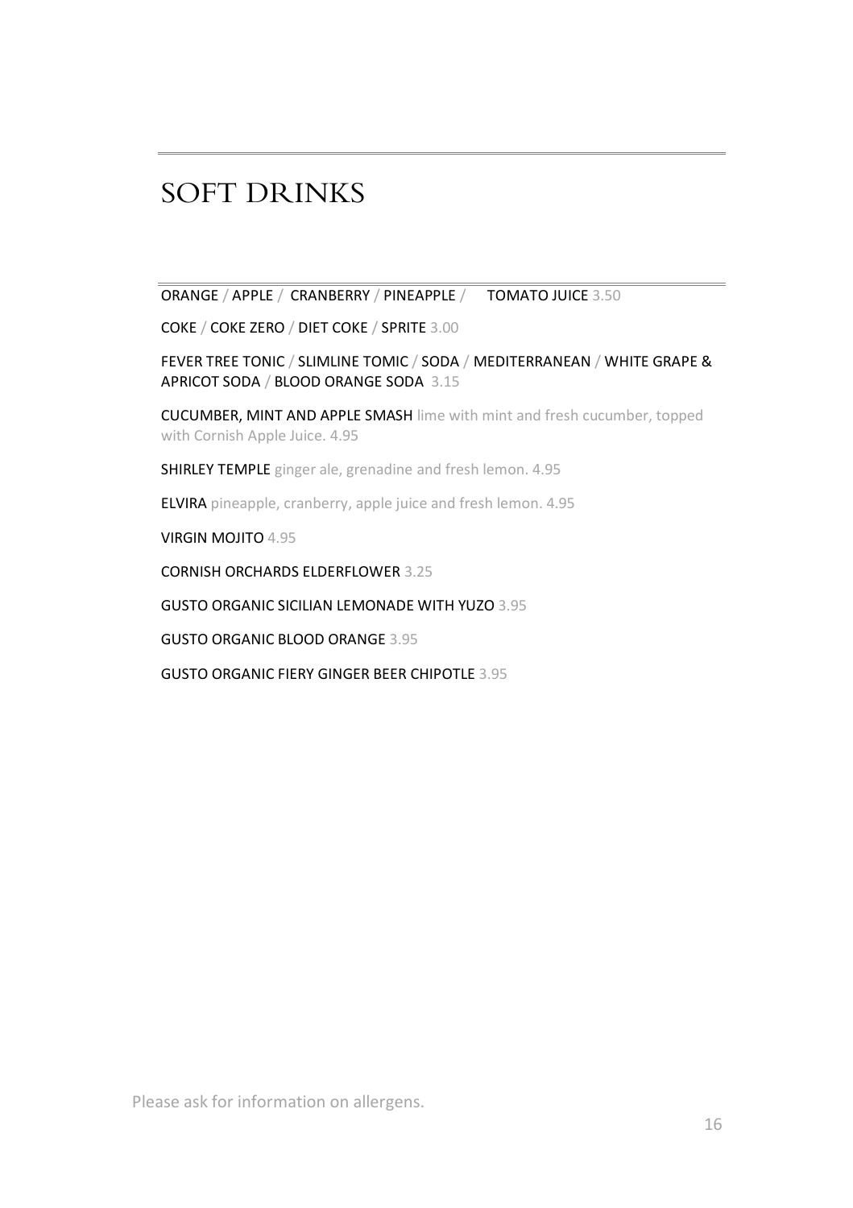# SOFT DRINKS

ORANGE / APPLE / CRANBERRY / PINEAPPLE / TOMATO JUICE 3.50

COKE / COKE ZERO / DIET COKE / SPRITE 3.00

FEVER TREE TONIC / SLIMLINE TOMIC / SODA / MEDITERRANEAN / WHITE GRAPE & APRICOT SODA / BLOOD ORANGE SODA 3.15

CUCUMBER, MINT AND APPLE SMASH lime with mint and fresh cucumber, topped with Cornish Apple Juice. 4.95

SHIRLEY TEMPLE ginger ale, grenadine and fresh lemon. 4.95

ELVIRA pineapple, cranberry, apple juice and fresh lemon. 4.95

VIRGIN MOJITO 4.95

CORNISH ORCHARDS ELDERFLOWER 3.25

GUSTO ORGANIC SICILIAN LEMONADE WITH YUZO 3.95

GUSTO ORGANIC BLOOD ORANGE 3.95

GUSTO ORGANIC FIERY GINGER BEER CHIPOTLE 3.95

Please ask for information on allergens.